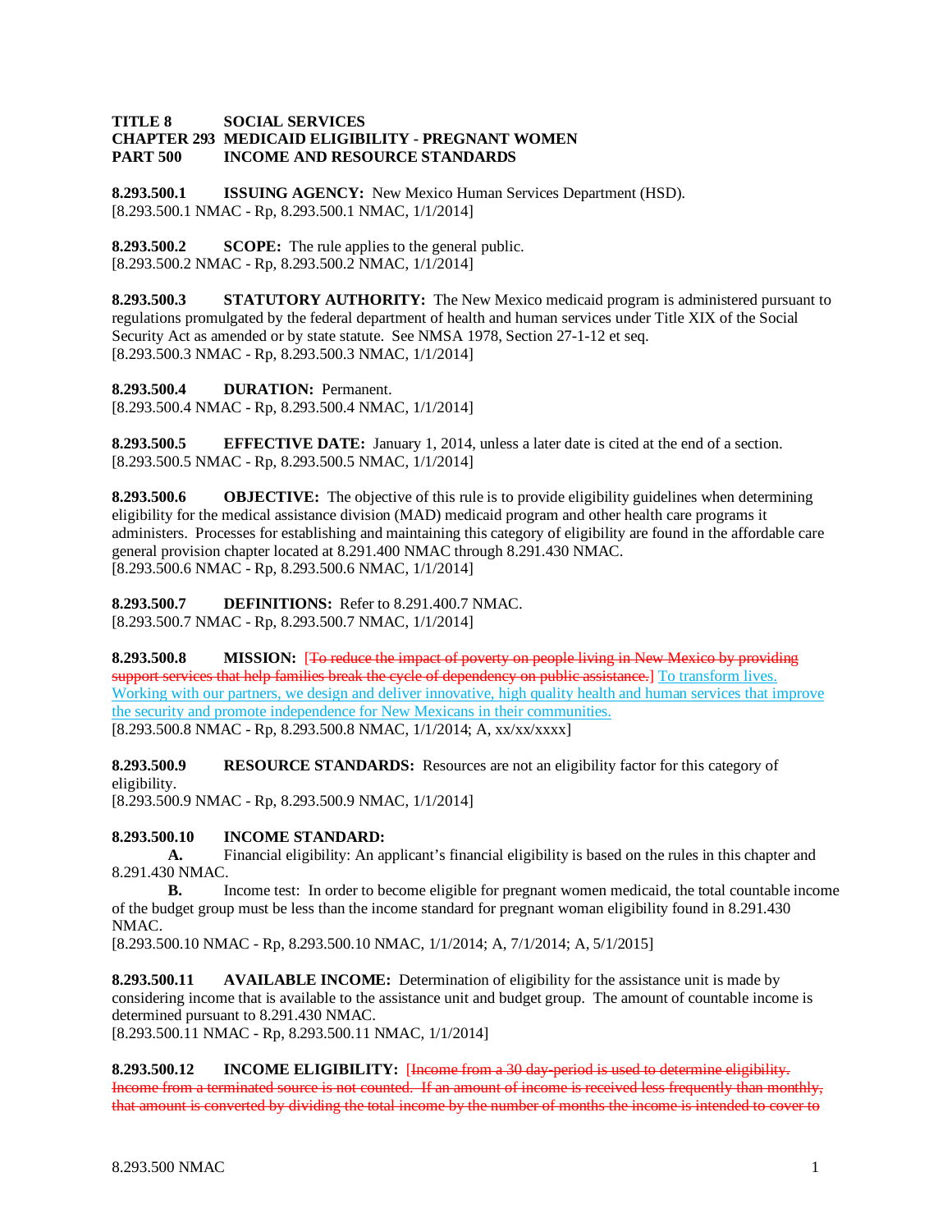**TITLE 8 SOCIAL SERVICES**
**CHAPTER 293 MEDICAID ELIGIBILITY - PREGNANT WOMEN**
**PART 500 INCOME AND RESOURCE STANDARDS**

**8.293.500.1 ISSUING AGENCY:** New Mexico Human Services Department (HSD).
[8.293.500.1 NMAC - Rp, 8.293.500.1 NMAC, 1/1/2014]

**8.293.500.2 SCOPE:** The rule applies to the general public.
[8.293.500.2 NMAC - Rp, 8.293.500.2 NMAC, 1/1/2014]

**8.293.500.3 STATUTORY AUTHORITY:** The New Mexico medicaid program is administered pursuant to regulations promulgated by the federal department of health and human services under Title XIX of the Social Security Act as amended or by state statute. See NMSA 1978, Section 27-1-12 et seq.
[8.293.500.3 NMAC - Rp, 8.293.500.3 NMAC, 1/1/2014]

**8.293.500.4 DURATION:** Permanent.
[8.293.500.4 NMAC - Rp, 8.293.500.4 NMAC, 1/1/2014]

**8.293.500.5 EFFECTIVE DATE:** January 1, 2014, unless a later date is cited at the end of a section.
[8.293.500.5 NMAC - Rp, 8.293.500.5 NMAC, 1/1/2014]

**8.293.500.6 OBJECTIVE:** The objective of this rule is to provide eligibility guidelines when determining eligibility for the medical assistance division (MAD) medicaid program and other health care programs it administers. Processes for establishing and maintaining this category of eligibility are found in the affordable care general provision chapter located at 8.291.400 NMAC through 8.291.430 NMAC.
[8.293.500.6 NMAC - Rp, 8.293.500.6 NMAC, 1/1/2014]

**8.293.500.7 DEFINITIONS:** Refer to 8.291.400.7 NMAC.
[8.293.500.7 NMAC - Rp, 8.293.500.7 NMAC, 1/1/2014]

**8.293.500.8 MISSION:** [~~To reduce the impact of poverty on people living in New Mexico by providing support services that help families break the cycle of dependency on public assistance.~~] To transform lives. Working with our partners, we design and deliver innovative, high quality health and human services that improve the security and promote independence for New Mexicans in their communities.
[8.293.500.8 NMAC - Rp, 8.293.500.8 NMAC, 1/1/2014; A, xx/xx/xxxx]

**8.293.500.9 RESOURCE STANDARDS:** Resources are not an eligibility factor for this category of eligibility.
[8.293.500.9 NMAC - Rp, 8.293.500.9 NMAC, 1/1/2014]

**8.293.500.10 INCOME STANDARD:**

**A.** Financial eligibility: An applicant's financial eligibility is based on the rules in this chapter and 8.291.430 NMAC.

**B.** Income test: In order to become eligible for pregnant women medicaid, the total countable income of the budget group must be less than the income standard for pregnant woman eligibility found in 8.291.430 NMAC.

[8.293.500.10 NMAC - Rp, 8.293.500.10 NMAC, 1/1/2014; A, 7/1/2014; A, 5/1/2015]

**8.293.500.11 AVAILABLE INCOME:** Determination of eligibility for the assistance unit is made by considering income that is available to the assistance unit and budget group. The amount of countable income is determined pursuant to 8.291.430 NMAC.
[8.293.500.11 NMAC - Rp, 8.293.500.11 NMAC, 1/1/2014]

**8.293.500.12 INCOME ELIGIBILITY:** [~~Income from a 30 day-period is used to determine eligibility. Income from a terminated source is not counted. If an amount of income is received less frequently than monthly, that amount is converted by dividing the total income by the number of months the income is intended to cover to~~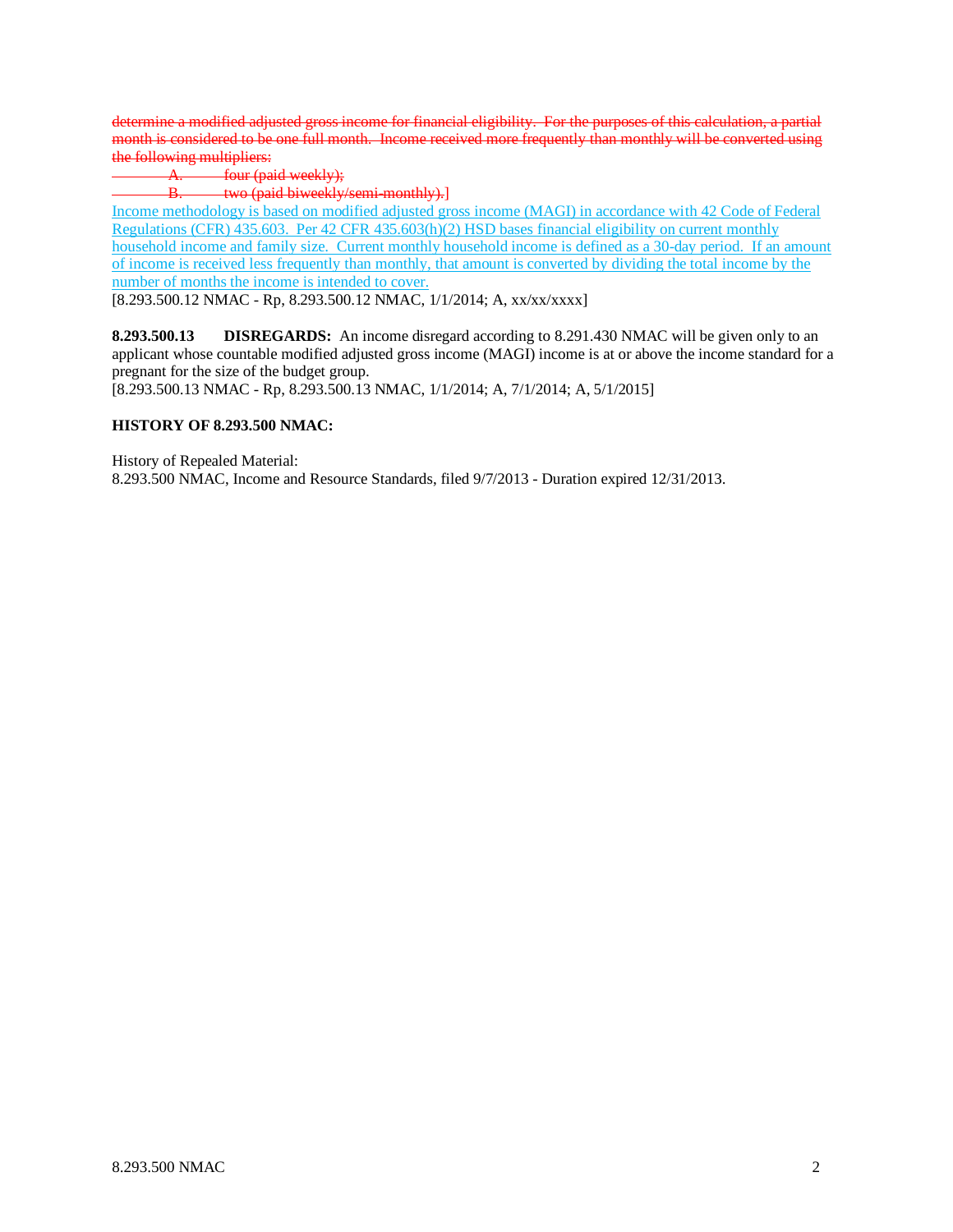~~determine a modified adjusted gross income for financial eligibility. For the purposes of this calculation, a partial month is considered to be one full month. Income received more frequently than monthly will be converted using the following multipliers:~~

~~A. four (paid weekly);~~

~~B. two (paid biweekly/semi-monthly).~~]

<u>Income methodology is based on modified adjusted gross income (MAGI) in accordance with 42 Code of Federal Regulations (CFR) 435.603. Per 42 CFR 435.603(h)(2) HSD bases financial eligibility on current monthly household income and family size. Current monthly household income is defined as a 30-day period. If an amount of income is received less frequently than monthly, that amount is converted by dividing the total income by the number of months the income is intended to cover.</u>

[8.293.500.12 NMAC - Rp, 8.293.500.12 NMAC, 1/1/2014; A, xx/xx/xxxx]

**8.293.500.13 DISREGARDS:** An income disregard according to 8.291.430 NMAC will be given only to an applicant whose countable modified adjusted gross income (MAGI) income is at or above the income standard for a pregnant for the size of the budget group.

[8.293.500.13 NMAC - Rp, 8.293.500.13 NMAC, 1/1/2014; A, 7/1/2014; A, 5/1/2015]

**HISTORY OF 8.293.500 NMAC:**

History of Repealed Material:

8.293.500 NMAC, Income and Resource Standards, filed 9/7/2013 - Duration expired 12/31/2013.